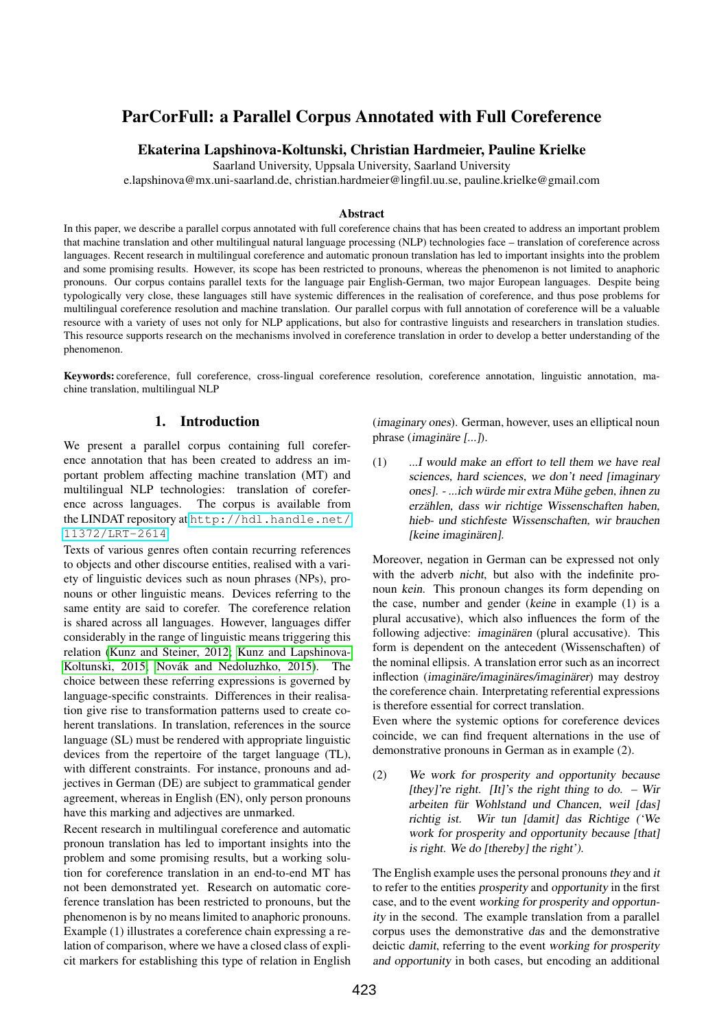# ParCorFull: a Parallel Corpus Annotated with Full Coreference

**Ekaterina Lapshinova-Koltunski, Christian Hardmeier, Pauline Krielke**

Saarland University, Uppsala University, Saarland University

e.lapshinova@mx.uni-saarland.de, christian.hardmeier@lingfil.uu.se, pauline.krielke@gmail.com

### Abstract

In this paper, we describe a parallel corpus annotated with full coreference chains that has been created to address an important problem that machine translation and other multilingual natural language processing (NLP) technologies face – translation of coreference across languages. Recent research in multilingual coreference and automatic pronoun translation has led to important insights into the problem and some promising results. However, its scope has been restricted to pronouns, whereas the phenomenon is not limited to anaphoric pronouns. Our corpus contains parallel texts for the language pair English-German, two major European languages. Despite being typologically very close, these languages still have systemic differences in the realisation of coreference, and thus pose problems for multilingual coreference resolution and machine translation. Our parallel corpus with full annotation of coreference will be a valuable resource with a variety of uses not only for NLP applications, but also for contrastive linguists and researchers in translation studies. This resource supports research on the mechanisms involved in coreference translation in order to develop a better understanding of the phenomenon.

**Keywords:** coreference, full coreference, cross-lingual coreference resolution, coreference annotation, linguistic annotation, machine translation, multilingual NLP

## 1. Introduction

We present a parallel corpus containing full coreference annotation that has been created to address an important problem affecting machine translation (MT) and multilingual NLP technologies: translation of coreference across languages. The corpus is available from the LINDAT repository at http://hdl.handle.net/11372/LRT-2614.

Texts of various genres often contain recurring references to objects and other discourse entities, realised with a variety of linguistic devices such as noun phrases (NPs), pronouns or other linguistic means. Devices referring to the same entity are said to corefer. The coreference relation is shared across all languages. However, languages differ considerably in the range of linguistic means triggering this relation (Kunz and Steiner, 2012; Kunz and Lapshinova-Koltunski, 2015; Novák and Nedoluzhko, 2015). The choice between these referring expressions is governed by language-specific constraints. Differences in their realisation give rise to transformation patterns used to create coherent translations. In translation, references in the source language (SL) must be rendered with appropriate linguistic devices from the repertoire of the target language (TL), with different constraints. For instance, pronouns and adjectives in German (DE) are subject to grammatical gender agreement, whereas in English (EN), only person pronouns have this marking and adjectives are unmarked.

Recent research in multilingual coreference and automatic pronoun translation has led to important insights into the problem and some promising results, but a working solution for coreference translation in an end-to-end MT has not been demonstrated yet. Research on automatic coreference translation has been restricted to pronouns, but the phenomenon is by no means limited to anaphoric pronouns. Example (1) illustrates a coreference chain expressing a relation of comparison, where we have a closed class of explicit markers for establishing this type of relation in English (*imaginary ones*). German, however, uses an elliptical noun phrase (*imaginäre [...]*).

(1) *...I would make an effort to tell them we have real sciences, hard sciences, we don't need [imaginary ones]. - ...ich würde mir extra Mühe geben, ihnen zu erzählen, dass wir richtige Wissenschaften haben, hieb- und stichfeste Wissenschaften, wir brauchen [keine imaginären].*

Moreover, negation in German can be expressed not only with the adverb *nicht*, but also with the indefinite pronoun *kein*. This pronoun changes its form depending on the case, number and gender (*keine* in example (1) is a plural accusative), which also influences the form of the following adjective: *imaginären* (plural accusative). This form is dependent on the antecedent (Wissenschaften) of the nominal ellipsis. A translation error such as an incorrect inflection (*imaginäre/imaginäres/imaginärer*) may destroy the coreference chain. Interpretating referential expressions is therefore essential for correct translation.

Even where the systemic options for coreference devices coincide, we can find frequent alternations in the use of demonstrative pronouns in German as in example (2).

(2) *We work for prosperity and opportunity because [they]'re right. [It]'s the right thing to do. – Wir arbeiten für Wohlstand und Chancen, weil [das] richtig ist. Wir tun [damit] das Richtige ('We work for prosperity and opportunity because [that] is right. We do [thereby] the right').*

The English example uses the personal pronouns *they* and *it* to refer to the entities *prosperity* and *opportunity* in the first case, and to the event *working for prosperity and opportunity* in the second. The example translation from a parallel corpus uses the demonstrative *das* and the demonstrative deictic *damit*, referring to the event *working for prosperity and opportunity* in both cases, but encoding an additional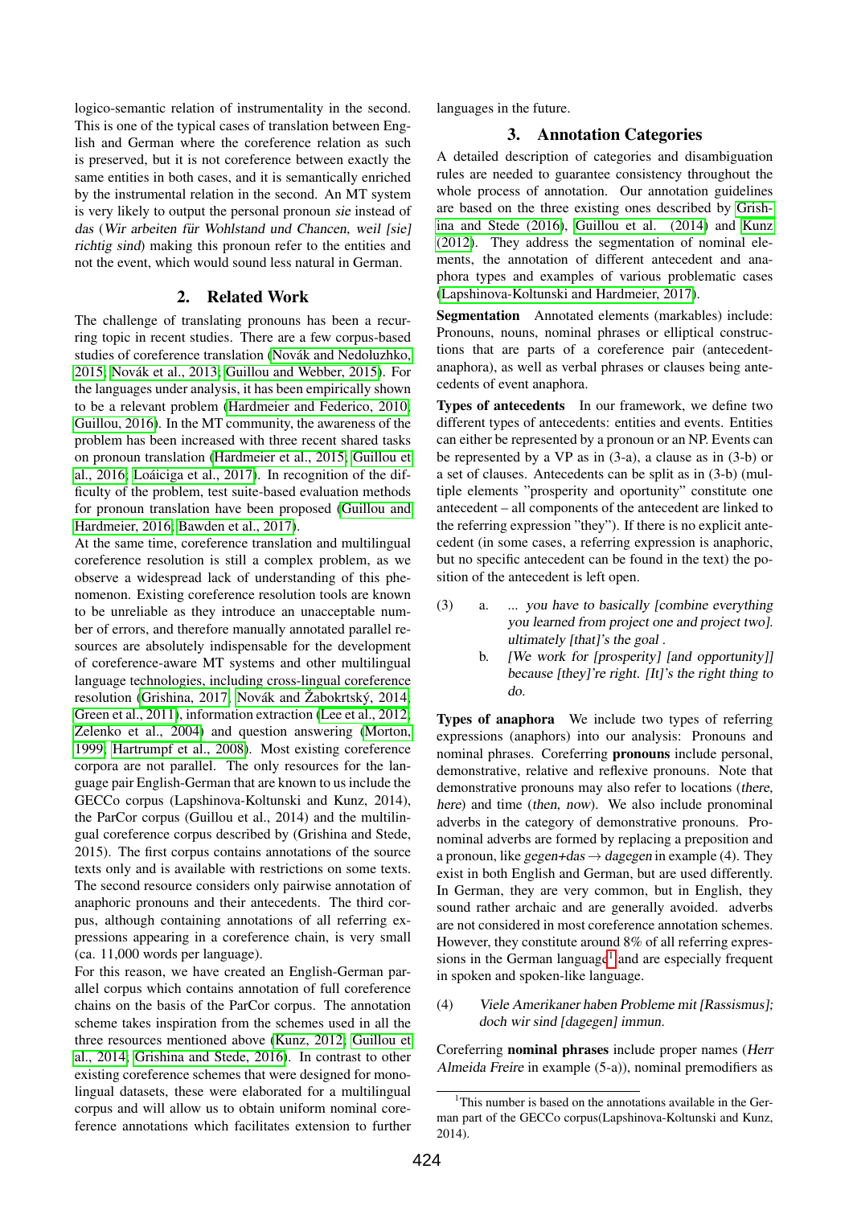logico-semantic relation of instrumentality in the second. This is one of the typical cases of translation between English and German where the coreference relation as such is preserved, but it is not coreference between exactly the same entities in both cases, and it is semantically enriched by the instrumental relation in the second. An MT system is very likely to output the personal pronoun *sie* instead of *das* (*Wir arbeiten für Wohlstand und Chancen, weil [sie] richtig sind*) making this pronoun refer to the entities and not the event, which would sound less natural in German.

## 2. Related Work

The challenge of translating pronouns has been a recurring topic in recent studies. There are a few corpus-based studies of coreference translation (Novák and Nedoluzhko, 2015; Novák et al., 2013; Guillou and Webber, 2015). For the languages under analysis, it has been empirically shown to be a relevant problem (Hardmeier and Federico, 2010; Guillou, 2016). In the MT community, the awareness of the problem has been increased with three recent shared tasks on pronoun translation (Hardmeier et al., 2015; Guillou et al., 2016; Loáiciga et al., 2017). In recognition of the difficulty of the problem, test suite-based evaluation methods for pronoun translation have been proposed (Guillou and Hardmeier, 2016; Bawden et al., 2017).

At the same time, coreference translation and multilingual coreference resolution is still a complex problem, as we observe a widespread lack of understanding of this phenomenon. Existing coreference resolution tools are known to be unreliable as they introduce an unacceptable number of errors, and therefore manually annotated parallel resources are absolutely indispensable for the development of coreference-aware MT systems and other multilingual language technologies, including cross-lingual coreference resolution (Grishina, 2017; Novák and Žabokrtský, 2014; Green et al., 2011), information extraction (Lee et al., 2012; Zelenko et al., 2004) and question answering (Morton, 1999; Hartrumpf et al., 2008). Most existing coreference corpora are not parallel. The only resources for the language pair English-German that are known to us include the GECCo corpus (Lapshinova-Koltunski and Kunz, 2014), the ParCor corpus (Guillou et al., 2014) and the multilingual coreference corpus described by (Grishina and Stede, 2015). The first corpus contains annotations of the source texts only and is available with restrictions on some texts. The second resource considers only pairwise annotation of anaphoric pronouns and their antecedents. The third corpus, although containing annotations of all referring expressions appearing in a coreference chain, is very small (ca. 11,000 words per language).

For this reason, we have created an English-German parallel corpus which contains annotation of full coreference chains on the basis of the ParCor corpus. The annotation scheme takes inspiration from the schemes used in all the three resources mentioned above (Kunz, 2012; Guillou et al., 2014; Grishina and Stede, 2016). In contrast to other existing coreference schemes that were designed for monolingual datasets, these were elaborated for a multilingual corpus and will allow us to obtain uniform nominal coreference annotations which facilitates extension to further languages in the future.

## 3. Annotation Categories

A detailed description of categories and disambiguation rules are needed to guarantee consistency throughout the whole process of annotation. Our annotation guidelines are based on the three existing ones described by Grishina and Stede (2016), Guillou et al. (2014) and Kunz (2012). They address the segmentation of nominal elements, the annotation of different antecedent and anaphora types and examples of various problematic cases (Lapshinova-Koltunski and Hardmeier, 2017).

**Segmentation** Annotated elements (markables) include: Pronouns, nouns, nominal phrases or elliptical constructions that are parts of a coreference pair (antecedent-anaphora), as well as verbal phrases or clauses being antecedents of event anaphora.

**Types of antecedents** In our framework, we define two different types of antecedents: entities and events. Entities can either be represented by a pronoun or an NP. Events can be represented by a VP as in (3-a), a clause as in (3-b) or a set of clauses. Antecedents can be split as in (3-b) (multiple elements "prosperity and oportunity" constitute one antecedent – all components of the antecedent are linked to the referring expression "they"). If there is no explicit antecedent (in some cases, a referring expression is anaphoric, but no specific antecedent can be found in the text) the position of the antecedent is left open.

(3) a. *... you have to basically [combine everything you learned from project one and project two]. ultimately [that]'s the goal .*
b. *[We work for [prosperity] [and opportunity]] because [they]'re right. [It]'s the right thing to do.*

**Types of anaphora** We include two types of referring expressions (anaphors) into our analysis: Pronouns and nominal phrases. Coreferring **pronouns** include personal, demonstrative, relative and reflexive pronouns. Note that demonstrative pronouns may also refer to locations (*there, here*) and time (*then, now*). We also include pronominal adverbs in the category of demonstrative pronouns. Pronominal adverbs are formed by replacing a preposition and a pronoun, like *gegen+das* → *dagegen* in example (4). They exist in both English and German, but are used differently. In German, they are very common, but in English, they sound rather archaic and are generally avoided. adverbs are not considered in most coreference annotation schemes. However, they constitute around 8% of all referring expressions in the German language[1] and are especially frequent in spoken and spoken-like language.

(4) *Viele Amerikaner haben Probleme mit [Rassismus]; doch wir sind [dagegen] immun.*

Coreferring **nominal phrases** include proper names (*Herr Almeida Freire* in example (5-a)), nominal premodifiers as

[1] This number is based on the annotations available in the German part of the GECCo corpus(Lapshinova-Koltunski and Kunz, 2014).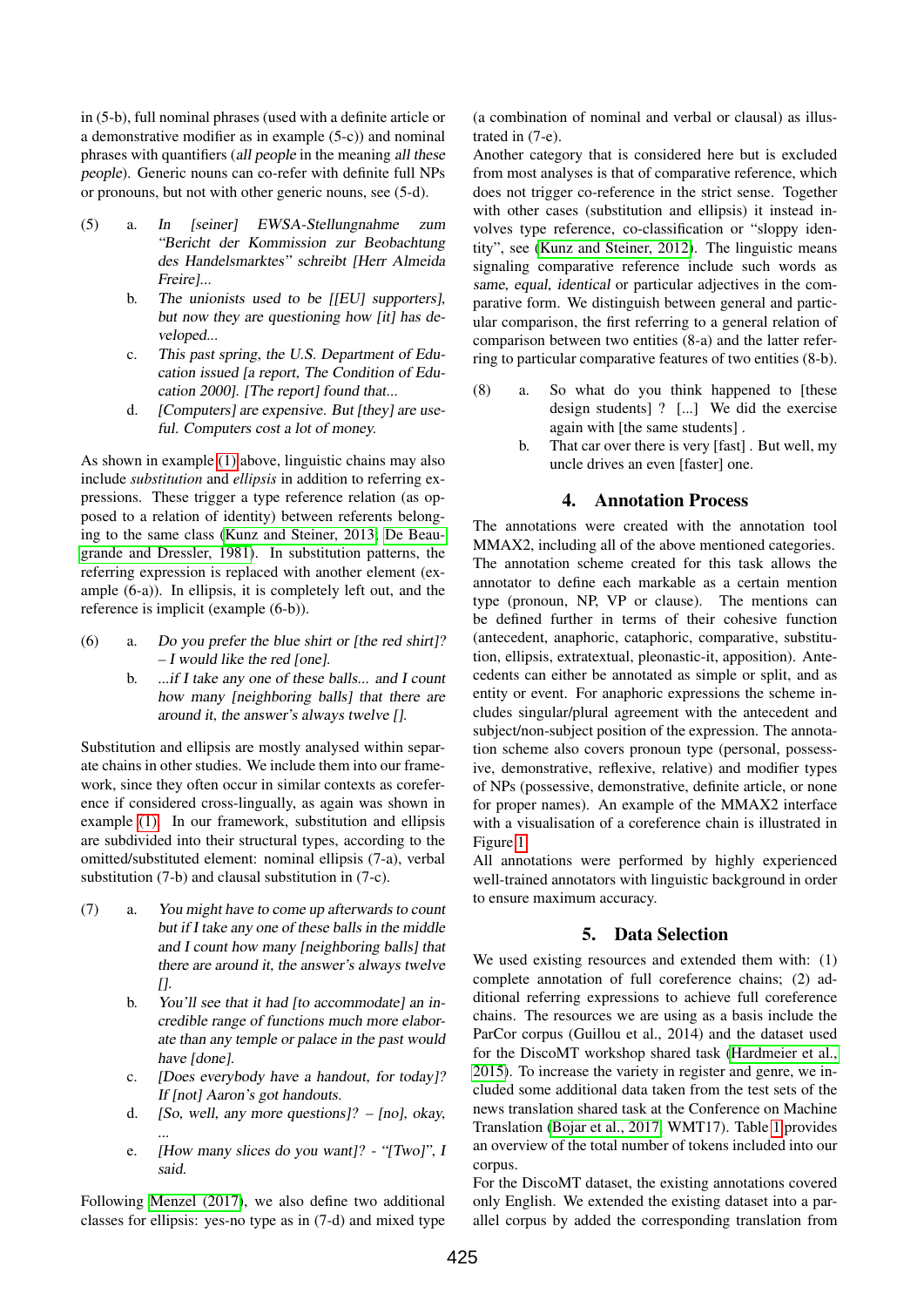in (5-b), full nominal phrases (used with a definite article or a demonstrative modifier as in example (5-c)) and nominal phrases with quantifiers (*all people* in the meaning *all these people*). Generic nouns can co-refer with definite full NPs or pronouns, but not with other generic nouns, see (5-d).

(5) a. *In [seiner] EWSA-Stellungnahme zum "Bericht der Kommission zur Beobachtung des Handelsmarktes" schreibt [Herr Almeida Freire]...*
   b. *The unionists used to be [[EU] supporters], but now they are questioning how [it] has developed...*
   c. *This past spring, the U.S. Department of Education issued [a report, The Condition of Education 2000]. [The report] found that...*
   d. *[Computers] are expensive. But [they] are useful. Computers cost a lot of money.*

As shown in example (1) above, linguistic chains may also include *substitution* and *ellipsis* in addition to referring expressions. These trigger a type reference relation (as opposed to a relation of identity) between referents belonging to the same class (Kunz and Steiner, 2013; De Beaugrande and Dressler, 1981). In substitution patterns, the referring expression is replaced with another element (example (6-a)). In ellipsis, it is completely left out, and the reference is implicit (example (6-b)).

(6) a. *Do you prefer the blue shirt or [the red shirt]? – I would like the red [one].*
   b. *...if I take any one of these balls... and I count how many [neighboring balls] that there are around it, the answer's always twelve [].*

Substitution and ellipsis are mostly analysed within separate chains in other studies. We include them into our framework, since they often occur in similar contexts as coreference if considered cross-lingually, as again was shown in example (1). In our framework, substitution and ellipsis are subdivided into their structural types, according to the omitted/substituted element: nominal ellipsis (7-a), verbal substitution (7-b) and clausal substitution in (7-c).

(7) a. *You might have to come up afterwards to count but if I take any one of these balls in the middle and I count how many [neighboring balls] that there are around it, the answer's always twelve [].*
   b. *You'll see that it had [to accommodate] an incredible range of functions much more elaborate than any temple or palace in the past would have [done].*
   c. *[Does everybody have a handout, for today]? If [not] Aaron's got handouts.*
   d. *[So, well, any more questions]? – [no], okay, ...*
   e. *[How many slices do you want]? - "[Two]", I said.*

Following Menzel (2017), we also define two additional classes for ellipsis: yes-no type as in (7-d) and mixed type (a combination of nominal and verbal or clausal) as illustrated in (7-e).

Another category that is considered here but is excluded from most analyses is that of comparative reference, which does not trigger co-reference in the strict sense. Together with other cases (substitution and ellipsis) it instead involves type reference, co-classification or "sloppy identity", see (Kunz and Steiner, 2012). The linguistic means signaling comparative reference include such words as *same*, *equal*, *identical* or particular adjectives in the comparative form. We distinguish between general and particular comparison, the first referring to a general relation of comparison between two entities (8-a) and the latter referring to particular comparative features of two entities (8-b).

(8) a. So what do you think happened to [these design students] ? [...] We did the exercise again with [the same students] .
   b. That car over there is very [fast] . But well, my uncle drives an even [faster] one.

## 4. Annotation Process

The annotations were created with the annotation tool MMAX2, including all of the above mentioned categories. The annotation scheme created for this task allows the annotator to define each markable as a certain mention type (pronoun, NP, VP or clause). The mentions can be defined further in terms of their cohesive function (antecedent, anaphoric, cataphoric, comparative, substitution, ellipsis, extratextual, pleonastic-it, apposition). Antecedents can either be annotated as simple or split, and as entity or event. For anaphoric expressions the scheme includes singular/plural agreement with the antecedent and subject/non-subject position of the expression. The annotation scheme also covers pronoun type (personal, possessive, demonstrative, reflexive, relative) and modifier types of NPs (possessive, demonstrative, definite article, or none for proper names). An example of the MMAX2 interface with a visualisation of a coreference chain is illustrated in Figure 1.

All annotations were performed by highly experienced well-trained annotators with linguistic background in order to ensure maximum accuracy.

## 5. Data Selection

We used existing resources and extended them with: (1) complete annotation of full coreference chains; (2) additional referring expressions to achieve full coreference chains. The resources we are using as a basis include the ParCor corpus (Guillou et al., 2014) and the dataset used for the DiscoMT workshop shared task (Hardmeier et al., 2015). To increase the variety in register and genre, we included some additional data taken from the test sets of the news translation shared task at the Conference on Machine Translation (Bojar et al., 2017, WMT17). Table 1 provides an overview of the total number of tokens included into our corpus.

For the DiscoMT dataset, the existing annotations covered only English. We extended the existing dataset into a parallel corpus by added the corresponding translation from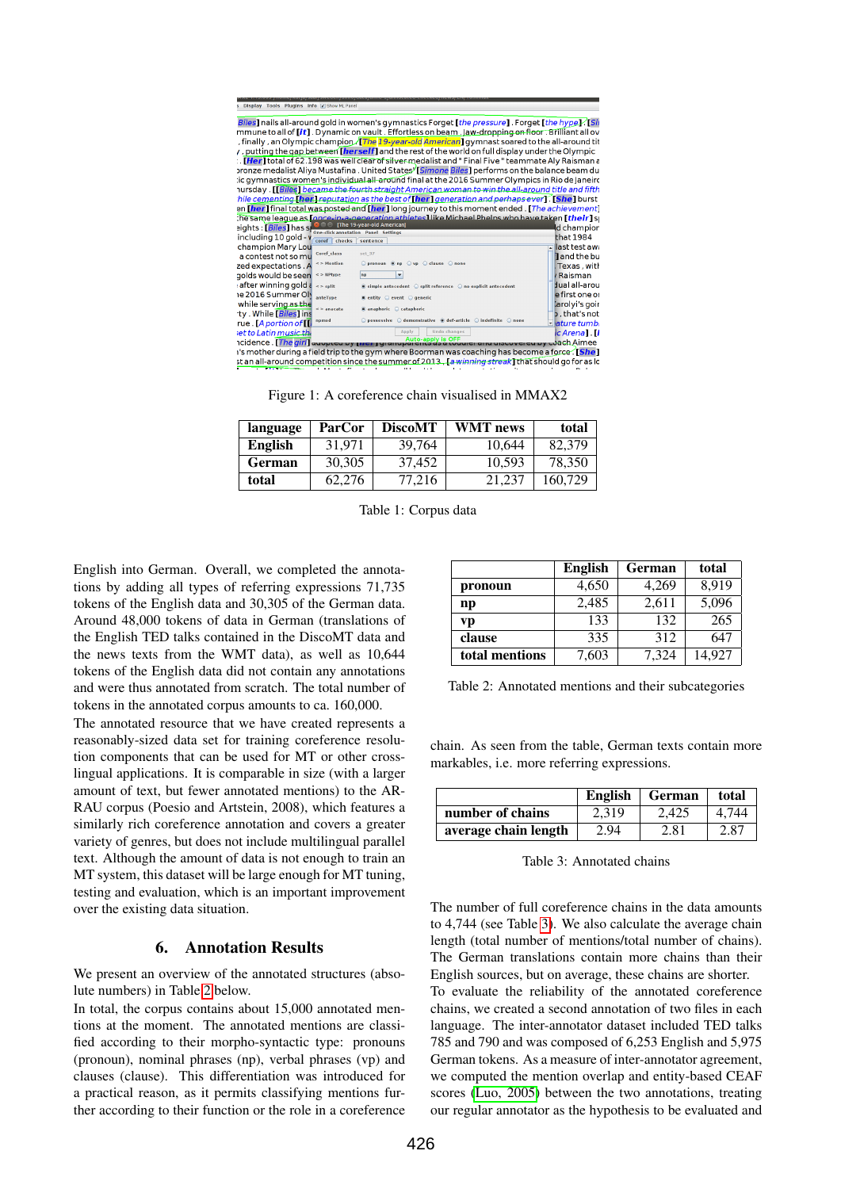Figure 1: A coreference chain visualised in MMAX2

| language | ParCor | DiscoMT | WMT news | total |
|---|---|---|---|---|
| English | 31,971 | 39,764 | 10,644 | 82,379 |
| German | 30,305 | 37,452 | 10,593 | 78,350 |
| total | 62,276 | 77,216 | 21,237 | 160,729 |

Table 1: Corpus data

English into German. Overall, we completed the annotations by adding all types of referring expressions 71,735 tokens of the English data and 30,305 of the German data. Around 48,000 tokens of data in German (translations of the English TED talks contained in the DiscoMT data and the news texts from the WMT data), as well as 10,644 tokens of the English data did not contain any annotations and were thus annotated from scratch. The total number of tokens in the annotated corpus amounts to ca. 160,000.

The annotated resource that we have created represents a reasonably-sized data set for training coreference resolution components that can be used for MT or other cross-lingual applications. It is comparable in size (with a larger amount of text, but fewer annotated mentions) to the ARRAU corpus (Poesio and Artstein, 2008), which features a similarly rich coreference annotation and covers a greater variety of genres, but does not include multilingual parallel text. Although the amount of data is not enough to train an MT system, this dataset will be large enough for MT tuning, testing and evaluation, which is an important improvement over the existing data situation.

## 6. Annotation Results

We present an overview of the annotated structures (absolute numbers) in Table 2 below.

In total, the corpus contains about 15,000 annotated mentions at the moment. The annotated mentions are classified according to their morpho-syntactic type: pronouns (pronoun), nominal phrases (np), verbal phrases (vp) and clauses (clause). This differentiation was introduced for a practical reason, as it permits classifying mentions further according to their function or the role in a coreference chain. As seen from the table, German texts contain more markables, i.e. more referring expressions.

| | English | German | total |
|---|---|---|---|
| pronoun | 4,650 | 4,269 | 8,919 |
| np | 2,485 | 2,611 | 5,096 |
| vp | 133 | 132 | 265 |
| clause | 335 | 312 | 647 |
| total mentions | 7,603 | 7,324 | 14,927 |

Table 2: Annotated mentions and their subcategories

| | English | German | total |
|---|---|---|---|
| number of chains | 2,319 | 2,425 | 4,744 |
| average chain length | 2.94 | 2.81 | 2.87 |

Table 3: Annotated chains

The number of full coreference chains in the data amounts to 4,744 (see Table 3). We also calculate the average chain length (total number of mentions/total number of chains). The German translations contain more chains than their English sources, but on average, these chains are shorter.

To evaluate the reliability of the annotated coreference chains, we created a second annotation of two files in each language. The inter-annotator dataset included TED talks 785 and 790 and was composed of 6,253 English and 5,975 German tokens. As a measure of inter-annotator agreement, we computed the mention overlap and entity-based CEAF scores (Luo, 2005) between the two annotations, treating our regular annotator as the hypothesis to be evaluated and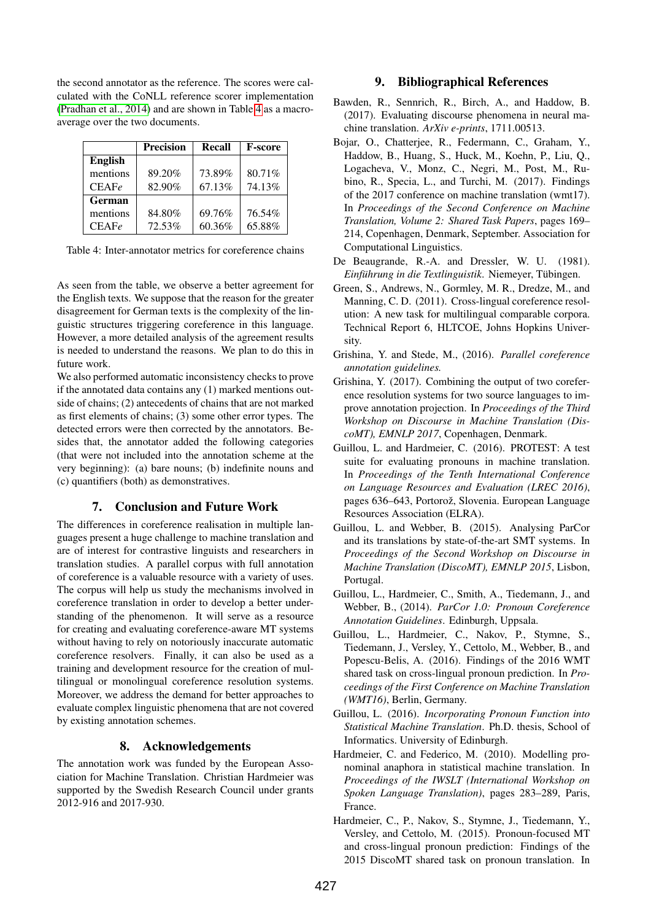the second annotator as the reference. The scores were calculated with the CoNLL reference scorer implementation (Pradhan et al., 2014) and are shown in Table 4 as a macro-average over the two documents.

| | Precision | Recall | F-score |
|---|---|---|---|
| **English** | | | |
| mentions | 89.20% | 73.89% | 80.71% |
| CEAF*e* | 82.90% | 67.13% | 74.13% |
| **German** | | | |
| mentions | 84.80% | 69.76% | 76.54% |
| CEAF*e* | 72.53% | 60.36% | 65.88% |

Table 4: Inter-annotator metrics for coreference chains

As seen from the table, we observe a better agreement for the English texts. We suppose that the reason for the greater disagreement for German texts is the complexity of the linguistic structures triggering coreference in this language. However, a more detailed analysis of the agreement results is needed to understand the reasons. We plan to do this in future work.

We also performed automatic inconsistency checks to prove if the annotated data contains any (1) marked mentions outside of chains; (2) antecedents of chains that are not marked as first elements of chains; (3) some other error types. The detected errors were then corrected by the annotators. Besides that, the annotator added the following categories (that were not included into the annotation scheme at the very beginning): (a) bare nouns; (b) indefinite nouns and (c) quantifiers (both) as demonstratives.

## 7. Conclusion and Future Work

The differences in coreference realisation in multiple languages present a huge challenge to machine translation and are of interest for contrastive linguists and researchers in translation studies. A parallel corpus with full annotation of coreference is a valuable resource with a variety of uses. The corpus will help us study the mechanisms involved in coreference translation in order to develop a better understanding of the phenomenon. It will serve as a resource for creating and evaluating coreference-aware MT systems without having to rely on notoriously inaccurate automatic coreference resolvers. Finally, it can also be used as a training and development resource for the creation of multilingual or monolingual coreference resolution systems. Moreover, we address the demand for better approaches to evaluate complex linguistic phenomena that are not covered by existing annotation schemes.

## 8. Acknowledgements

The annotation work was funded by the European Association for Machine Translation. Christian Hardmeier was supported by the Swedish Research Council under grants 2012-916 and 2017-930.

## 9. Bibliographical References

Bawden, R., Sennrich, R., Birch, A., and Haddow, B. (2017). Evaluating discourse phenomena in neural machine translation. *ArXiv e-prints*, 1711.00513.

Bojar, O., Chatterjee, R., Federmann, C., Graham, Y., Haddow, B., Huang, S., Huck, M., Koehn, P., Liu, Q., Logacheva, V., Monz, C., Negri, M., Post, M., Rubino, R., Specia, L., and Turchi, M. (2017). Findings of the 2017 conference on machine translation (wmt17). In *Proceedings of the Second Conference on Machine Translation, Volume 2: Shared Task Papers*, pages 169–214, Copenhagen, Denmark, September. Association for Computational Linguistics.

De Beaugrande, R.-A. and Dressler, W. U. (1981). *Einführung in die Textlinguistik*. Niemeyer, Tübingen.

Green, S., Andrews, N., Gormley, M. R., Dredze, M., and Manning, C. D. (2011). Cross-lingual coreference resolution: A new task for multilingual comparable corpora. Technical Report 6, HLTCOE, Johns Hopkins University.

Grishina, Y. and Stede, M., (2016). *Parallel coreference annotation guidelines.*

Grishina, Y. (2017). Combining the output of two coreference resolution systems for two source languages to improve annotation projection. In *Proceedings of the Third Workshop on Discourse in Machine Translation (DiscoMT), EMNLP 2017*, Copenhagen, Denmark.

Guillou, L. and Hardmeier, C. (2016). PROTEST: A test suite for evaluating pronouns in machine translation. In *Proceedings of the Tenth International Conference on Language Resources and Evaluation (LREC 2016)*, pages 636–643, Portorož, Slovenia. European Language Resources Association (ELRA).

Guillou, L. and Webber, B. (2015). Analysing ParCor and its translations by state-of-the-art SMT systems. In *Proceedings of the Second Workshop on Discourse in Machine Translation (DiscoMT), EMNLP 2015*, Lisbon, Portugal.

Guillou, L., Hardmeier, C., Smith, A., Tiedemann, J., and Webber, B., (2014). *ParCor 1.0: Pronoun Coreference Annotation Guidelines*. Edinburgh, Uppsala.

Guillou, L., Hardmeier, C., Nakov, P., Stymne, S., Tiedemann, J., Versley, Y., Cettolo, M., Webber, B., and Popescu-Belis, A. (2016). Findings of the 2016 WMT shared task on cross-lingual pronoun prediction. In *Proceedings of the First Conference on Machine Translation (WMT16)*, Berlin, Germany.

Guillou, L. (2016). *Incorporating Pronoun Function into Statistical Machine Translation*. Ph.D. thesis, School of Informatics. University of Edinburgh.

Hardmeier, C. and Federico, M. (2010). Modelling pronominal anaphora in statistical machine translation. In *Proceedings of the IWSLT (International Workshop on Spoken Language Translation)*, pages 283–289, Paris, France.

Hardmeier, C., P., Nakov, S., Stymne, J., Tiedemann, Y., Versley, and Cettolo, M. (2015). Pronoun-focused MT and cross-lingual pronoun prediction: Findings of the 2015 DiscoMT shared task on pronoun translation. In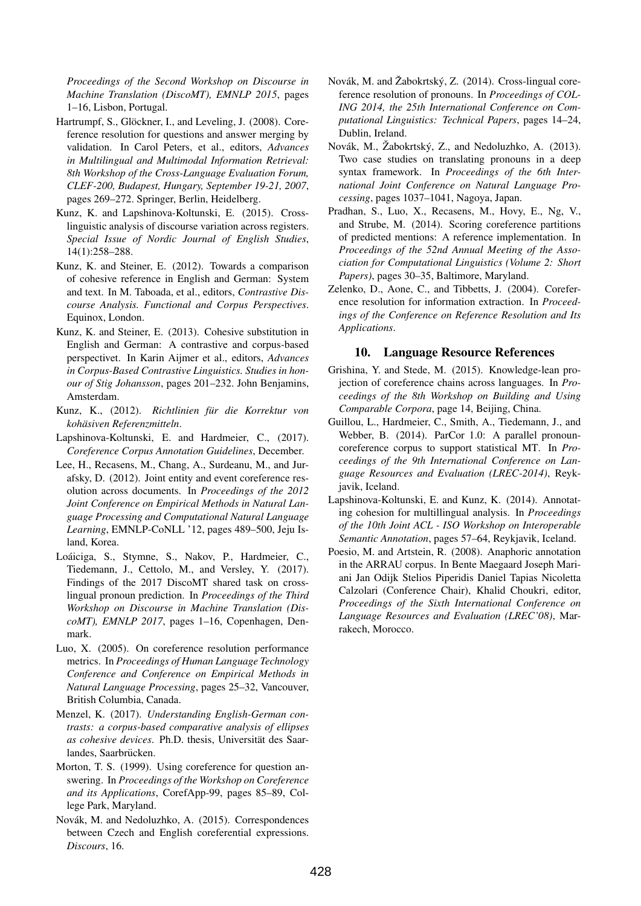*Proceedings of the Second Workshop on Discourse in Machine Translation (DiscoMT), EMNLP 2015*, pages 1–16, Lisbon, Portugal.

Hartrumpf, S., Glöckner, I., and Leveling, J. (2008). Coreference resolution for questions and answer merging by validation. In Carol Peters, et al., editors, *Advances in Multilingual and Multimodal Information Retrieval: 8th Workshop of the Cross-Language Evaluation Forum, CLEF-200, Budapest, Hungary, September 19-21, 2007*, pages 269–272. Springer, Berlin, Heidelberg.

Kunz, K. and Lapshinova-Koltunski, E. (2015). Cross-linguistic analysis of discourse variation across registers. *Special Issue of Nordic Journal of English Studies*, 14(1):258–288.

Kunz, K. and Steiner, E. (2012). Towards a comparison of cohesive reference in English and German: System and text. In M. Taboada, et al., editors, *Contrastive Discourse Analysis. Functional and Corpus Perspectives*. Equinox, London.

Kunz, K. and Steiner, E. (2013). Cohesive substitution in English and German: A contrastive and corpus-based perspectivet. In Karin Aijmer et al., editors, *Advances in Corpus-Based Contrastive Linguistics. Studies in honour of Stig Johansson*, pages 201–232. John Benjamins, Amsterdam.

Kunz, K., (2012). *Richtlinien für die Korrektur von kohäsiven Referenzmitteln*.

Lapshinova-Koltunski, E. and Hardmeier, C., (2017). *Coreference Corpus Annotation Guidelines*, December.

Lee, H., Recasens, M., Chang, A., Surdeanu, M., and Jurafsky, D. (2012). Joint entity and event coreference resolution across documents. In *Proceedings of the 2012 Joint Conference on Empirical Methods in Natural Language Processing and Computational Natural Language Learning*, EMNLP-CoNLL '12, pages 489–500, Jeju Island, Korea.

Loáiciga, S., Stymne, S., Nakov, P., Hardmeier, C., Tiedemann, J., Cettolo, M., and Versley, Y. (2017). Findings of the 2017 DiscoMT shared task on cross-lingual pronoun prediction. In *Proceedings of the Third Workshop on Discourse in Machine Translation (DiscoMT), EMNLP 2017*, pages 1–16, Copenhagen, Denmark.

Luo, X. (2005). On coreference resolution performance metrics. In *Proceedings of Human Language Technology Conference and Conference on Empirical Methods in Natural Language Processing*, pages 25–32, Vancouver, British Columbia, Canada.

Menzel, K. (2017). *Understanding English-German contrasts: a corpus-based comparative analysis of ellipses as cohesive devices*. Ph.D. thesis, Universität des Saarlandes, Saarbrücken.

Morton, T. S. (1999). Using coreference for question answering. In *Proceedings of the Workshop on Coreference and its Applications*, CorefApp-99, pages 85–89, College Park, Maryland.

Novák, M. and Nedoluzhko, A. (2015). Correspondences between Czech and English coreferential expressions. *Discours*, 16.

Novák, M. and Žabokrtský, Z. (2014). Cross-lingual coreference resolution of pronouns. In *Proceedings of COLING 2014, the 25th International Conference on Computational Linguistics: Technical Papers*, pages 14–24, Dublin, Ireland.

Novák, M., Žabokrtský, Z., and Nedoluzhko, A. (2013). Two case studies on translating pronouns in a deep syntax framework. In *Proceedings of the 6th International Joint Conference on Natural Language Processing*, pages 1037–1041, Nagoya, Japan.

Pradhan, S., Luo, X., Recasens, M., Hovy, E., Ng, V., and Strube, M. (2014). Scoring coreference partitions of predicted mentions: A reference implementation. In *Proceedings of the 52nd Annual Meeting of the Association for Computational Linguistics (Volume 2: Short Papers)*, pages 30–35, Baltimore, Maryland.

Zelenko, D., Aone, C., and Tibbetts, J. (2004). Coreference resolution for information extraction. In *Proceedings of the Conference on Reference Resolution and Its Applications*.

## 10. Language Resource References

Grishina, Y. and Stede, M. (2015). Knowledge-lean projection of coreference chains across languages. In *Proceedings of the 8th Workshop on Building and Using Comparable Corpora*, page 14, Beijing, China.

Guillou, L., Hardmeier, C., Smith, A., Tiedemann, J., and Webber, B. (2014). ParCor 1.0: A parallel pronoun-coreference corpus to support statistical MT. In *Proceedings of the 9th International Conference on Language Resources and Evaluation (LREC-2014)*, Reykjavik, Iceland.

Lapshinova-Koltunski, E. and Kunz, K. (2014). Annotating cohesion for multilingual analysis. In *Proceedings of the 10th Joint ACL - ISO Workshop on Interoperable Semantic Annotation*, pages 57–64, Reykjavik, Iceland.

Poesio, M. and Artstein, R. (2008). Anaphoric annotation in the ARRAU corpus. In Bente Maegaard Joseph Mariani Jan Odijk Stelios Piperidis Daniel Tapias Nicoletta Calzolari (Conference Chair), Khalid Choukri, editor, *Proceedings of the Sixth International Conference on Language Resources and Evaluation (LREC'08)*, Marrakech, Morocco.